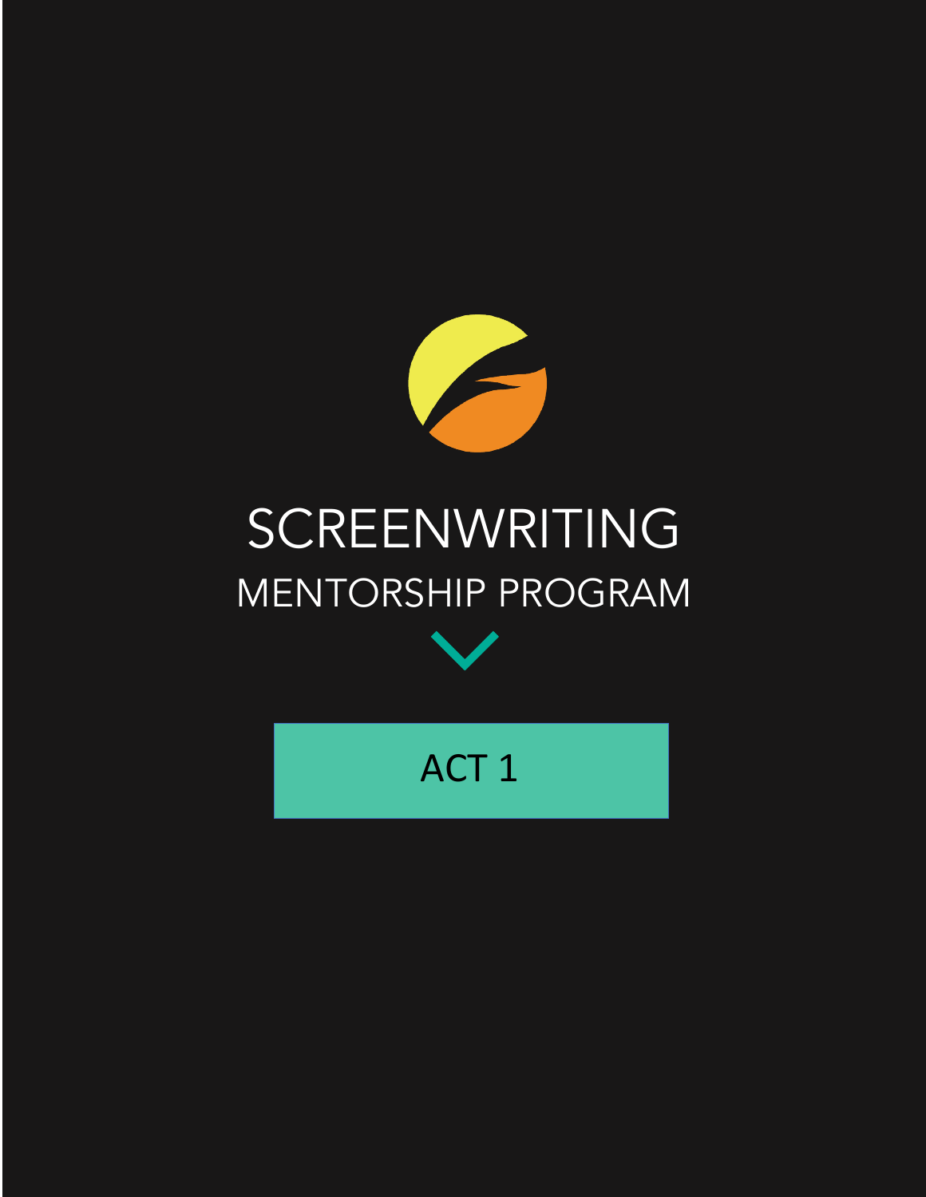# SCREENWRITING

## MENTORSHIP PROGRAM

### ACT 1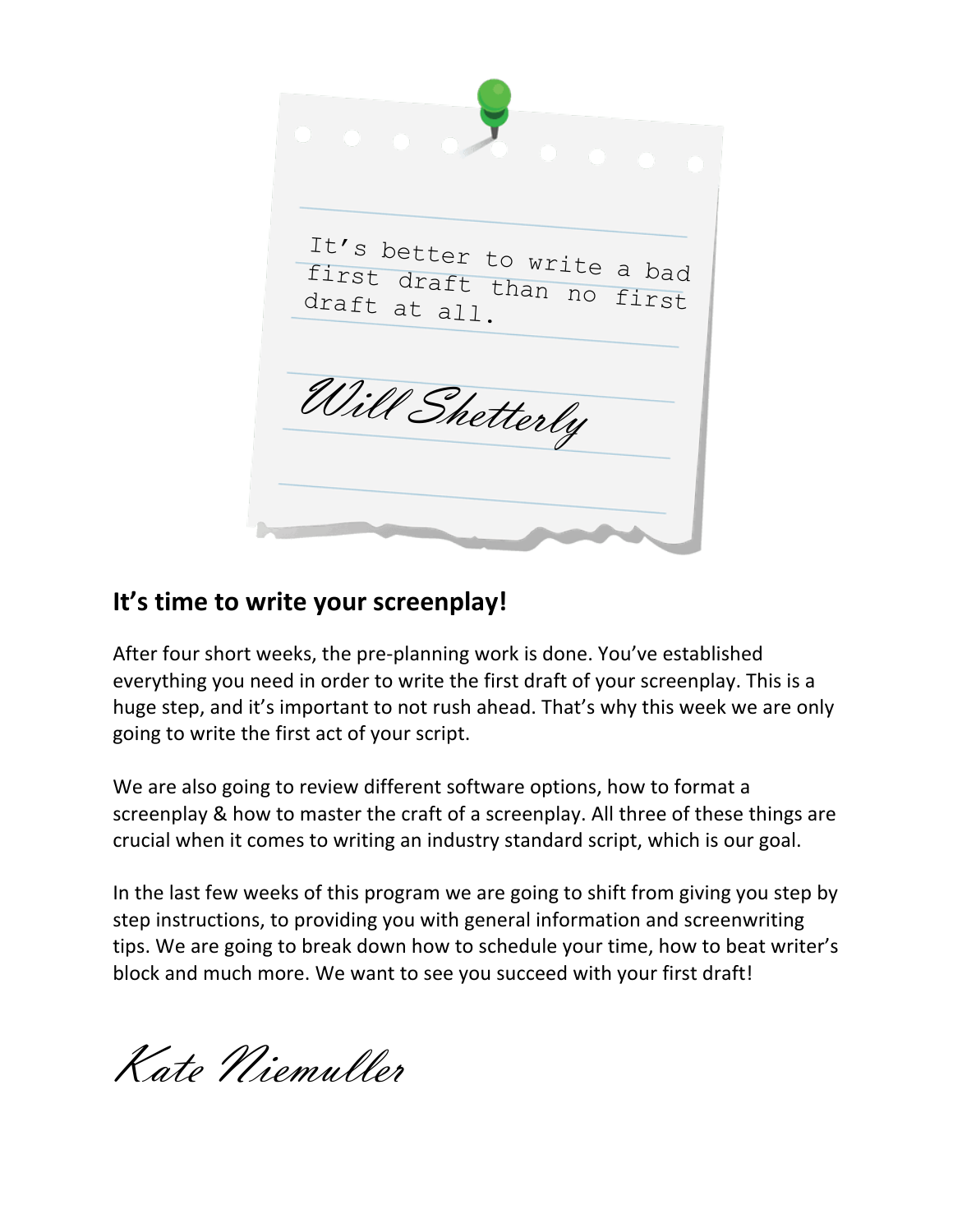It's better to write a bad first draft than no first draft at all.

Will Shetterly

## It's time to write your screenplay!

After four short weeks, the pre-planning work is done. You've established everything you need in order to write the first draft of your screenplay. This is a huge step, and it's important to not rush ahead. That's why this week we are only going to write the first act of your script.

We are also going to review different software options, how to format a screenplay & how to master the craft of a screenplay. All three of these things are crucial when it comes to writing an industry standard script, which is our goal.

In the last few weeks of this program we are going to shift from giving you step by step instructions, to providing you with general information and screenwriting tips. We are going to break down how to schedule your time, how to beat writer's block and much more. We want to see you succeed with your first draft!

Kate Niemuller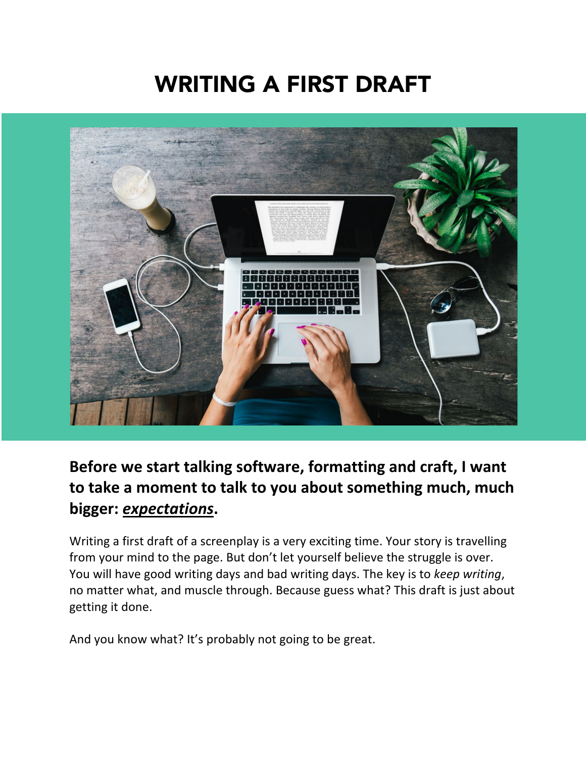# WRITING A FIRST DRAFT

### Before we start talking software, formatting and craft, I want to take a moment to talk to you about something much, much bigger: ***expectations***.

Writing a first draft of a screenplay is a very exciting time. Your story is travelling from your mind to the page. But don't let yourself believe the struggle is over. You will have good writing days and bad writing days. The key is to *keep writing*, no matter what, and muscle through. Because guess what? This draft is just about getting it done.

And you know what? It's probably not going to be great.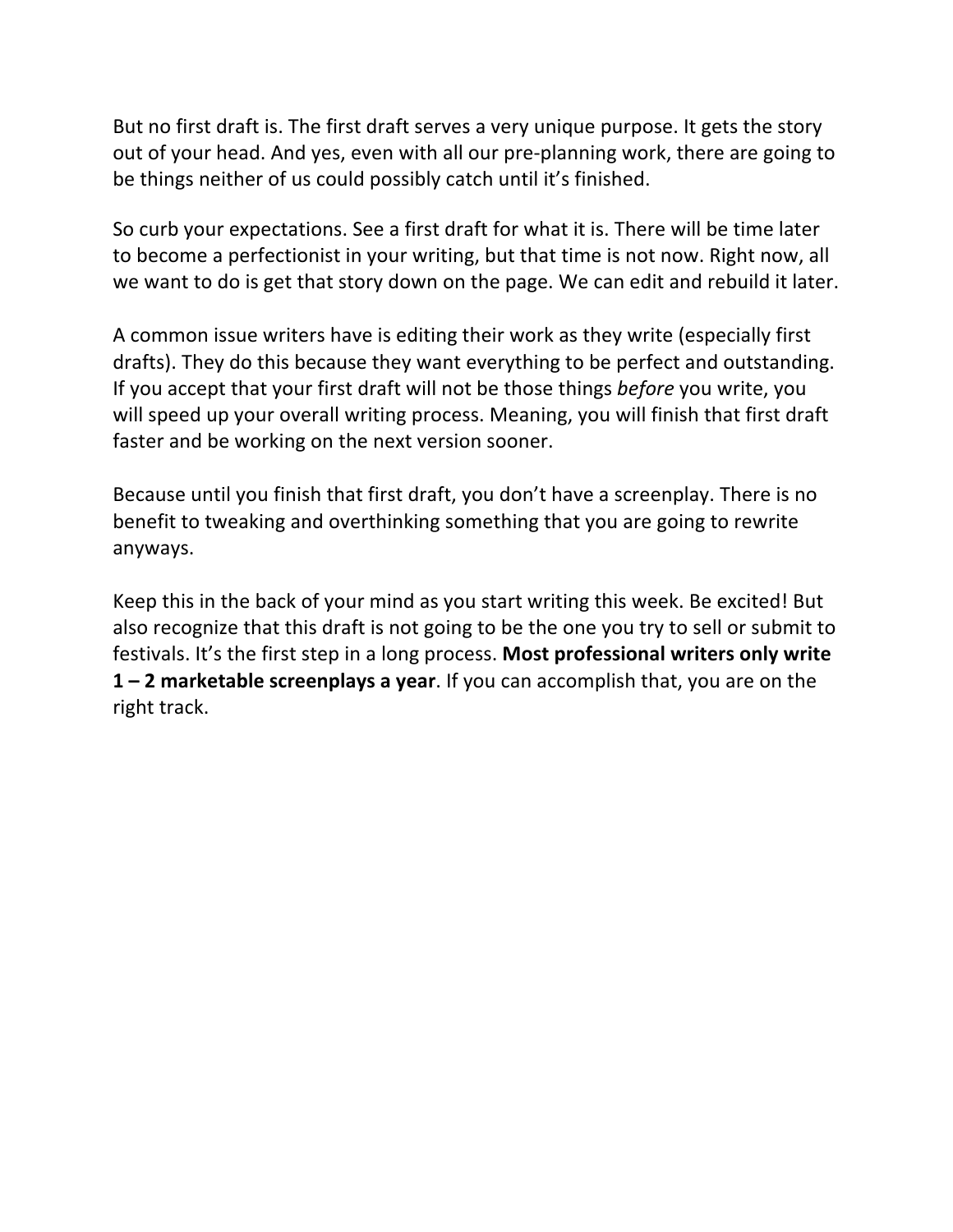But no first draft is. The first draft serves a very unique purpose. It gets the story out of your head. And yes, even with all our pre-planning work, there are going to be things neither of us could possibly catch until it's finished.

So curb your expectations. See a first draft for what it is. There will be time later to become a perfectionist in your writing, but that time is not now. Right now, all we want to do is get that story down on the page. We can edit and rebuild it later.

A common issue writers have is editing their work as they write (especially first drafts). They do this because they want everything to be perfect and outstanding. If you accept that your first draft will not be those things *before* you write, you will speed up your overall writing process. Meaning, you will finish that first draft faster and be working on the next version sooner.

Because until you finish that first draft, you don't have a screenplay. There is no benefit to tweaking and overthinking something that you are going to rewrite anyways.

Keep this in the back of your mind as you start writing this week. Be excited! But also recognize that this draft is not going to be the one you try to sell or submit to festivals. It's the first step in a long process. **Most professional writers only write 1 – 2 marketable screenplays a year**. If you can accomplish that, you are on the right track.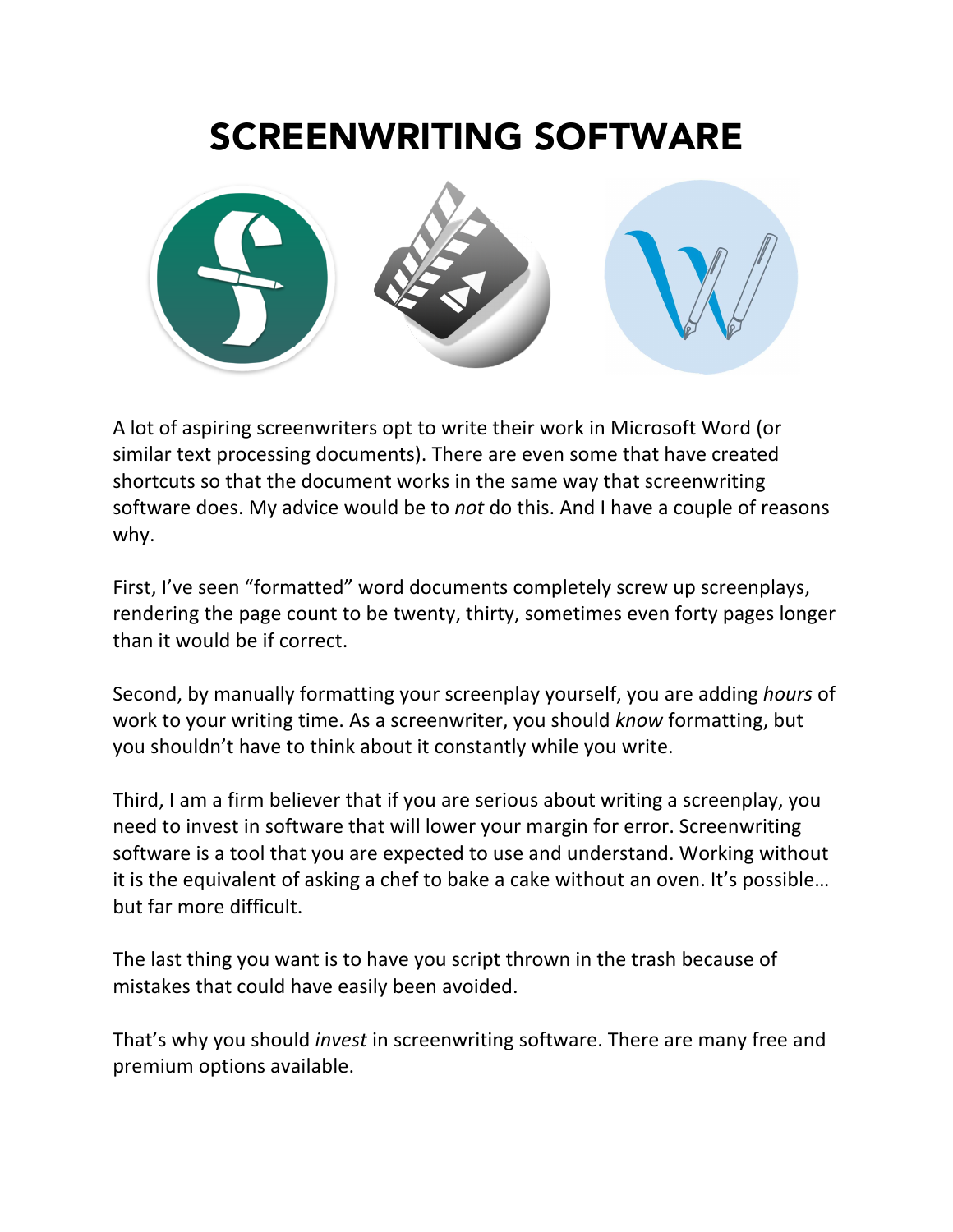# SCREENWRITING SOFTWARE

A lot of aspiring screenwriters opt to write their work in Microsoft Word (or similar text processing documents). There are even some that have created shortcuts so that the document works in the same way that screenwriting software does. My advice would be to *not* do this. And I have a couple of reasons why.

First, I've seen "formatted" word documents completely screw up screenplays, rendering the page count to be twenty, thirty, sometimes even forty pages longer than it would be if correct.

Second, by manually formatting your screenplay yourself, you are adding *hours* of work to your writing time. As a screenwriter, you should *know* formatting, but you shouldn't have to think about it constantly while you write.

Third, I am a firm believer that if you are serious about writing a screenplay, you need to invest in software that will lower your margin for error. Screenwriting software is a tool that you are expected to use and understand. Working without it is the equivalent of asking a chef to bake a cake without an oven. It's possible… but far more difficult.

The last thing you want is to have you script thrown in the trash because of mistakes that could have easily been avoided.

That's why you should *invest* in screenwriting software. There are many free and premium options available.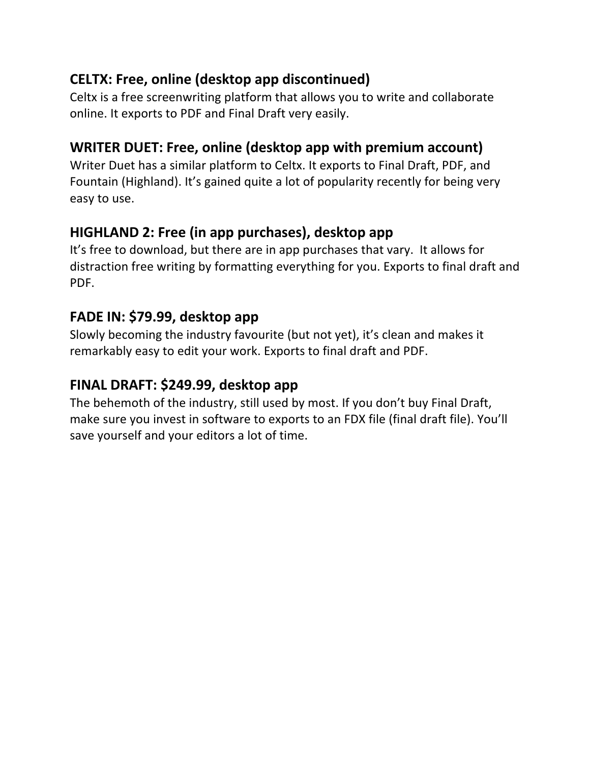### CELTX: Free, online (desktop app discontinued)

Celtx is a free screenwriting platform that allows you to write and collaborate online. It exports to PDF and Final Draft very easily.

### WRITER DUET: Free, online (desktop app with premium account)

Writer Duet has a similar platform to Celtx. It exports to Final Draft, PDF, and Fountain (Highland). It's gained quite a lot of popularity recently for being very easy to use.

### HIGHLAND 2: Free (in app purchases), desktop app

It's free to download, but there are in app purchases that vary.  It allows for distraction free writing by formatting everything for you. Exports to final draft and PDF.

### FADE IN: $79.99, desktop app

Slowly becoming the industry favourite (but not yet), it's clean and makes it remarkably easy to edit your work. Exports to final draft and PDF.

### FINAL DRAFT: $249.99, desktop app

The behemoth of the industry, still used by most. If you don't buy Final Draft, make sure you invest in software to exports to an FDX file (final draft file). You'll save yourself and your editors a lot of time.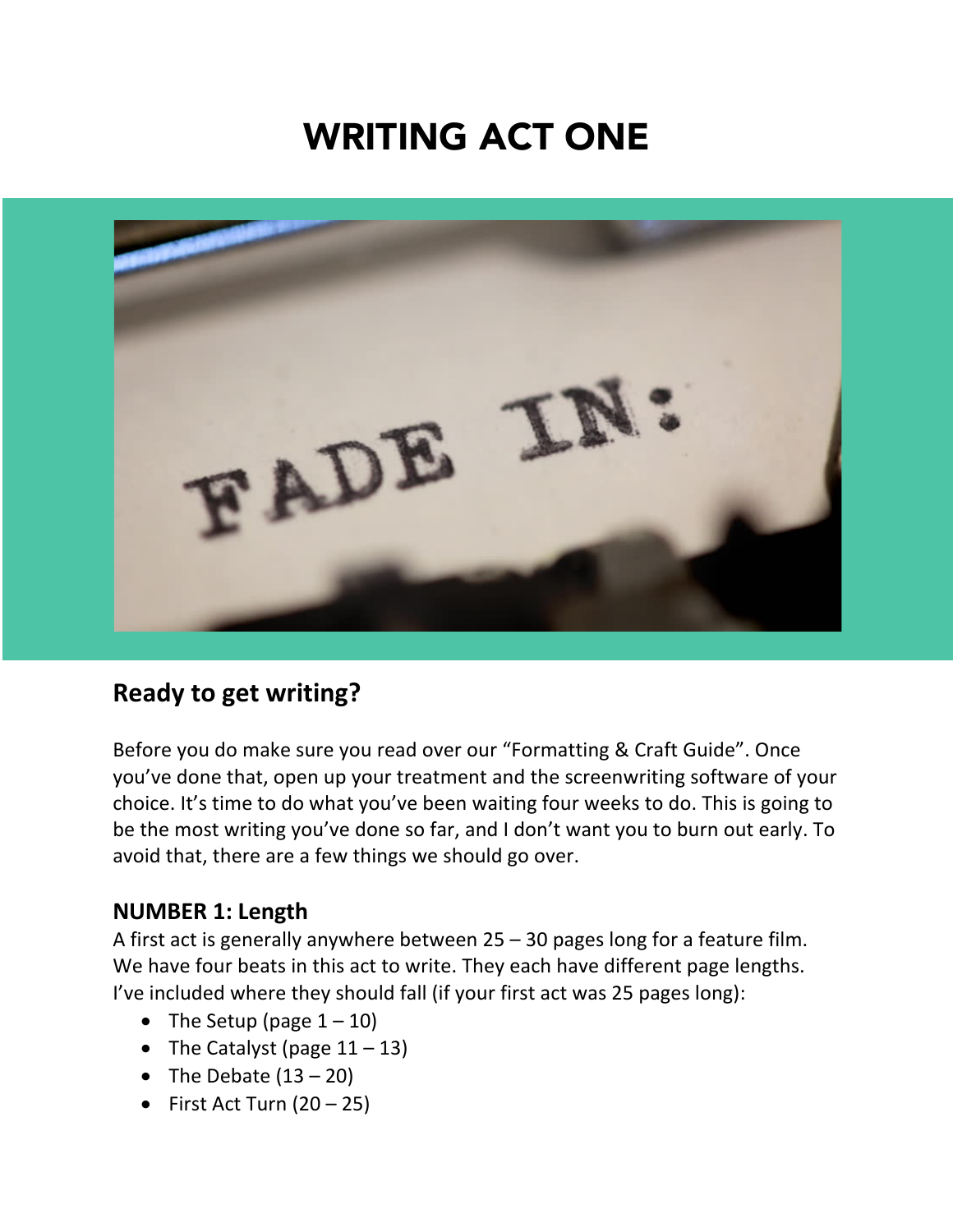# WRITING ACT ONE

## Ready to get writing?

Before you do make sure you read over our "Formatting & Craft Guide". Once you've done that, open up your treatment and the screenwriting software of your choice. It's time to do what you've been waiting four weeks to do. This is going to be the most writing you've done so far, and I don't want you to burn out early. To avoid that, there are a few things we should go over.

### NUMBER 1: Length

A first act is generally anywhere between 25 – 30 pages long for a feature film. We have four beats in this act to write. They each have different page lengths. I've included where they should fall (if your first act was 25 pages long):

- The Setup (page 1 – 10)
- The Catalyst (page 11 – 13)
- The Debate (13 – 20)
- First Act Turn (20 – 25)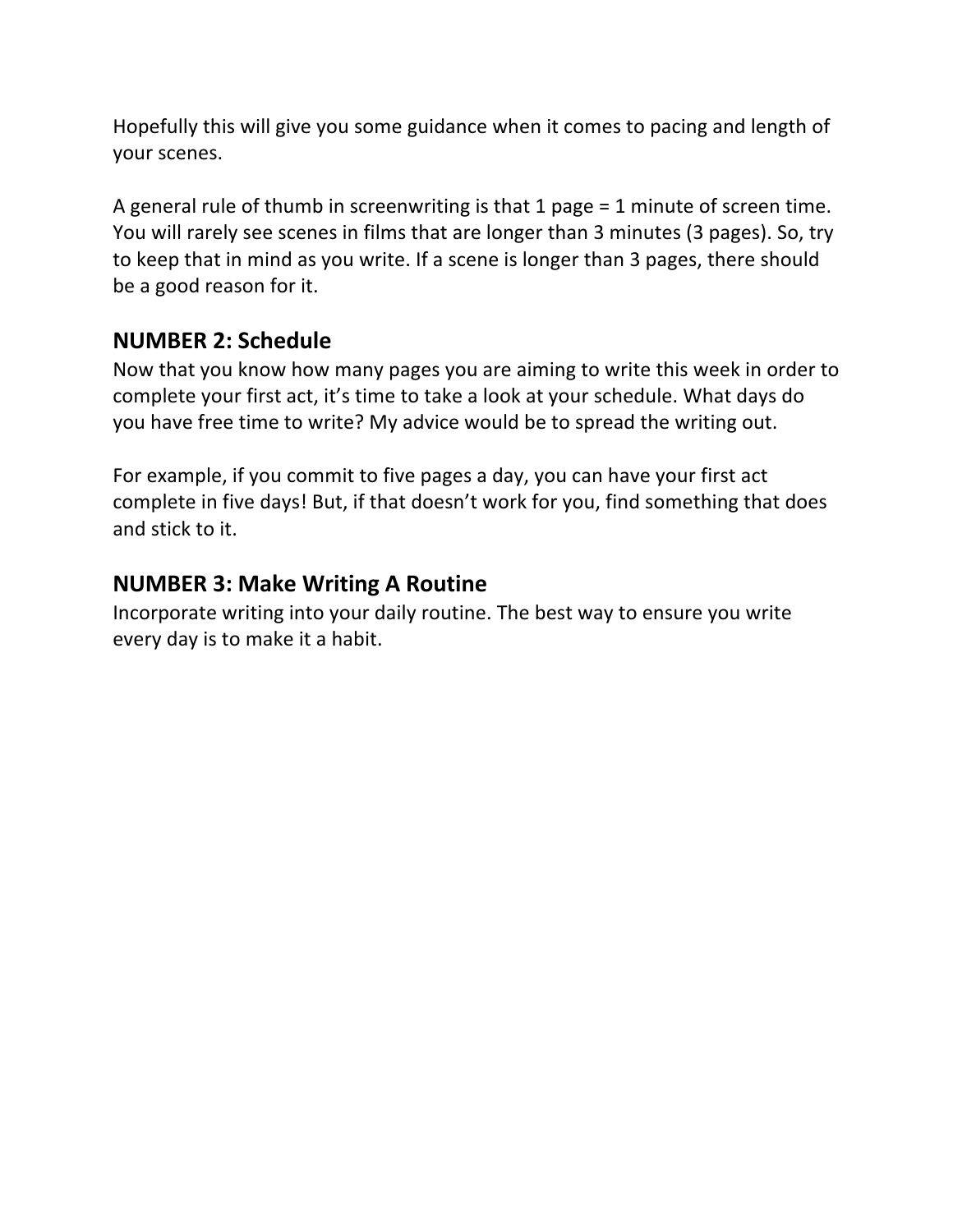Hopefully this will give you some guidance when it comes to pacing and length of your scenes.

A general rule of thumb in screenwriting is that 1 page = 1 minute of screen time. You will rarely see scenes in films that are longer than 3 minutes (3 pages). So, try to keep that in mind as you write. If a scene is longer than 3 pages, there should be a good reason for it.

### NUMBER 2: Schedule

Now that you know how many pages you are aiming to write this week in order to complete your first act, it's time to take a look at your schedule. What days do you have free time to write? My advice would be to spread the writing out.

For example, if you commit to five pages a day, you can have your first act complete in five days! But, if that doesn't work for you, find something that does and stick to it.

### NUMBER 3: Make Writing A Routine

Incorporate writing into your daily routine. The best way to ensure you write every day is to make it a habit.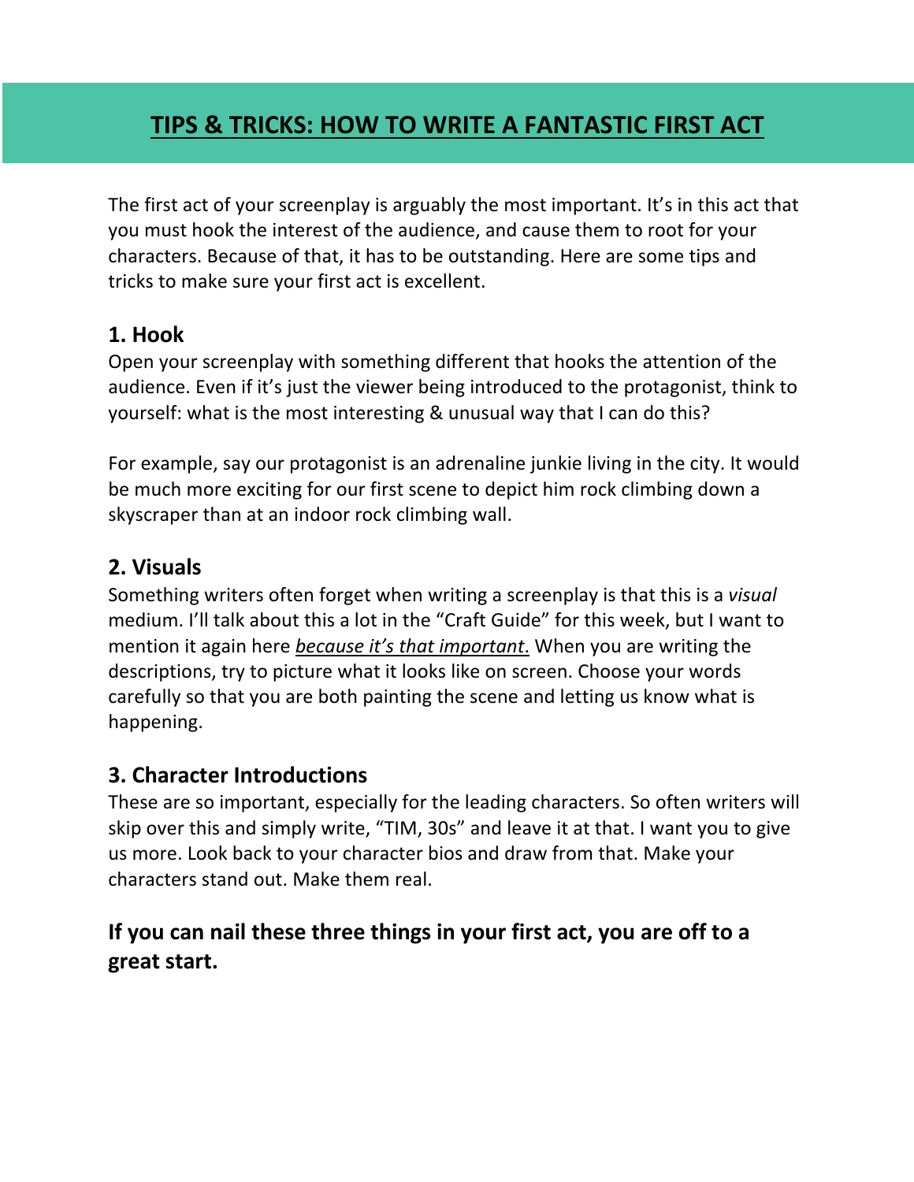# TIPS & TRICKS: HOW TO WRITE A FANTASTIC FIRST ACT

The first act of your screenplay is arguably the most important. It's in this act that you must hook the interest of the audience, and cause them to root for your characters. Because of that, it has to be outstanding. Here are some tips and tricks to make sure your first act is excellent.

### 1. Hook

Open your screenplay with something different that hooks the attention of the audience. Even if it's just the viewer being introduced to the protagonist, think to yourself: what is the most interesting & unusual way that I can do this?

For example, say our protagonist is an adrenaline junkie living in the city. It would be much more exciting for our first scene to depict him rock climbing down a skyscraper than at an indoor rock climbing wall.

### 2. Visuals

Something writers often forget when writing a screenplay is that this is a *visual* medium. I'll talk about this a lot in the "Craft Guide" for this week, but I want to mention it again here *because it's that important*. When you are writing the descriptions, try to picture what it looks like on screen. Choose your words carefully so that you are both painting the scene and letting us know what is happening.

### 3. Character Introductions

These are so important, especially for the leading characters. So often writers will skip over this and simply write, "TIM, 30s" and leave it at that. I want you to give us more. Look back to your character bios and draw from that. Make your characters stand out. Make them real.

**If you can nail these three things in your first act, you are off to a great start.**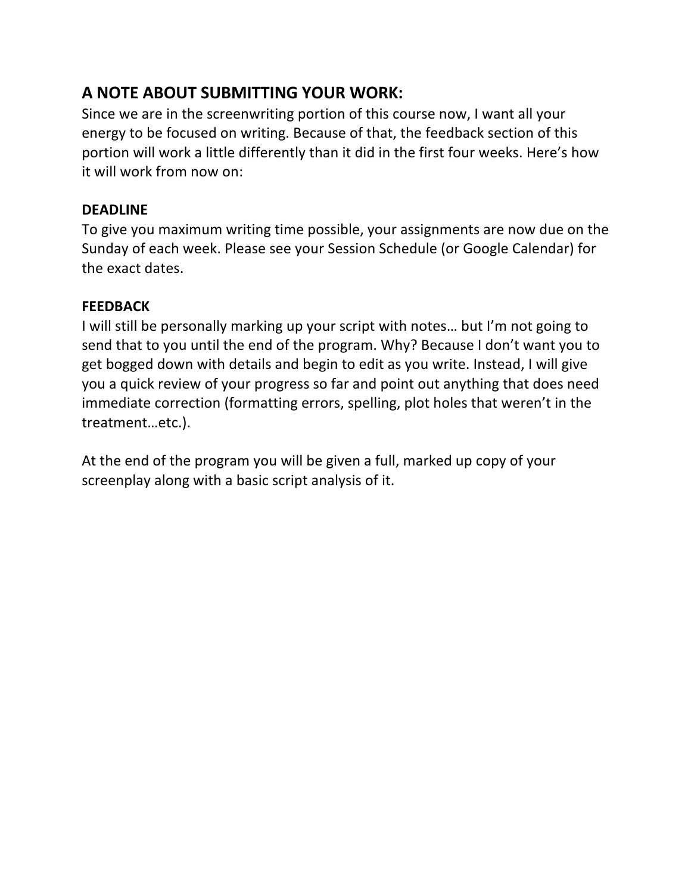## A NOTE ABOUT SUBMITTING YOUR WORK:

Since we are in the screenwriting portion of this course now, I want all your energy to be focused on writing. Because of that, the feedback section of this portion will work a little differently than it did in the first four weeks. Here's how it will work from now on:

**DEADLINE**

To give you maximum writing time possible, your assignments are now due on the Sunday of each week. Please see your Session Schedule (or Google Calendar) for the exact dates.

**FEEDBACK**

I will still be personally marking up your script with notes… but I'm not going to send that to you until the end of the program. Why? Because I don't want you to get bogged down with details and begin to edit as you write. Instead, I will give you a quick review of your progress so far and point out anything that does need immediate correction (formatting errors, spelling, plot holes that weren't in the treatment…etc.).

At the end of the program you will be given a full, marked up copy of your screenplay along with a basic script analysis of it.